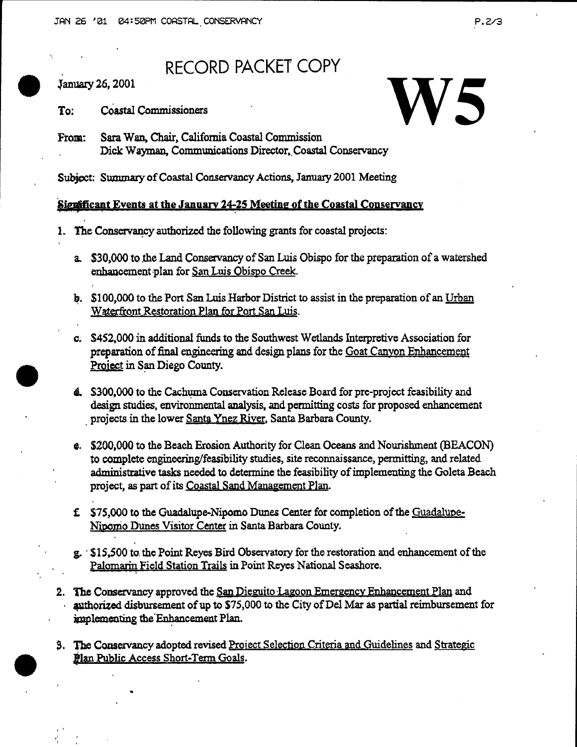# RECORD PACKET COPY

January 26, 2001

# W5

**To:** Coastal Commissioners

**From:** Sara Wan, Chair, California Coastal Commission
Dick Wayman, Communications Director, Coastal Conservancy

Subject: Summary of Coastal Conservancy Actions, January 2001 Meeting

## Significant Events at the January 24-25 Meeting of the Coastal Conservancy

1. The Conservancy authorized the following grants for coastal projects:

   a. $30,000 to the Land Conservancy of San Luis Obispo for the preparation of a watershed enhancement plan for San Luis Obispo Creek.

   b. $100,000 to the Port San Luis Harbor District to assist in the preparation of an Urban Waterfront Restoration Plan for Port San Luis.

   c. $452,000 in additional funds to the Southwest Wetlands Interpretive Association for preparation of final engineering and design plans for the Goat Canyon Enhancement Project in San Diego County.

   d. $300,000 to the Cachuma Conservation Release Board for pre-project feasibility and design studies, environmental analysis, and permitting costs for proposed enhancement projects in the lower Santa Ynez River, Santa Barbara County.

   e. $200,000 to the Beach Erosion Authority for Clean Oceans and Nourishment (BEACON) to complete engineering/feasibility studies, site reconnaissance, permitting, and related administrative tasks needed to determine the feasibility of implementing the Goleta Beach project, as part of its Coastal Sand Management Plan.

   f. $75,000 to the Guadalupe-Nipomo Dunes Center for completion of the Guadalupe-Nipomo Dunes Visitor Center in Santa Barbara County.

   g. $15,500 to the Point Reyes Bird Observatory for the restoration and enhancement of the Palomarin Field Station Trails in Point Reyes National Seashore.

2. The Conservancy approved the San Dieguito Lagoon Emergency Enhancement Plan and authorized disbursement of up to $75,000 to the City of Del Mar as partial reimbursement for implementing the Enhancement Plan.

3. The Conservancy adopted revised Project Selection Criteria and Guidelines and Strategic Plan Public Access Short-Term Goals.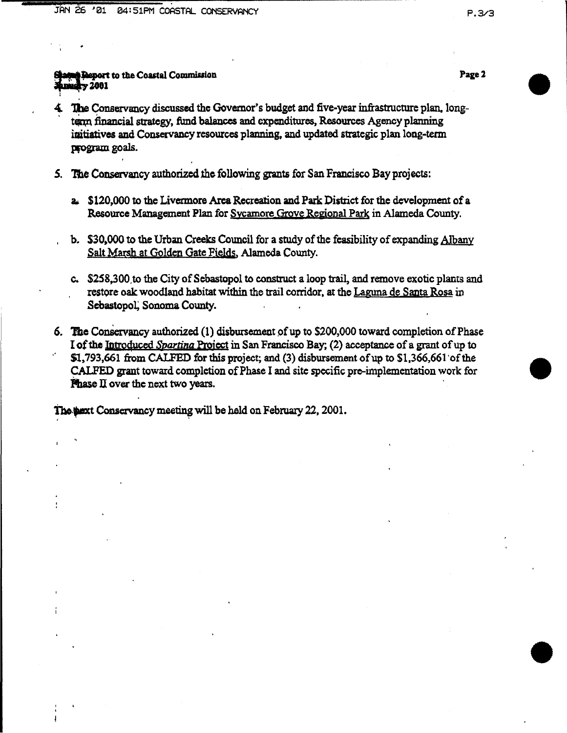Status Report to the Coastal Commission
January 2001

4. The Conservancy discussed the Governor's budget and five-year infrastructure plan, long-term financial strategy, fund balances and expenditures, Resources Agency planning initiatives and Conservancy resources planning, and updated strategic plan long-term program goals.

5. The Conservancy authorized the following grants for San Francisco Bay projects:

   a. $120,000 to the Livermore Area Recreation and Park District for the development of a Resource Management Plan for Sycamore Grove Regional Park in Alameda County.

   b. $30,000 to the Urban Creeks Council for a study of the feasibility of expanding Albany Salt Marsh at Golden Gate Fields, Alameda County.

   c. $258,300 to the City of Sebastopol to construct a loop trail, and remove exotic plants and restore oak woodland habitat within the trail corridor, at the Laguna de Santa Rosa in Sebastopol, Sonoma County.

6. The Conservancy authorized (1) disbursement of up to $200,000 toward completion of Phase I of the Introduced *Spartina* Project in San Francisco Bay; (2) acceptance of a grant of up to $1,793,661 from CALFED for this project; and (3) disbursement of up to $1,366,661 of the CALFED grant toward completion of Phase I and site specific pre-implementation work for Phase II over the next two years.

The next Conservancy meeting will be held on February 22, 2001.